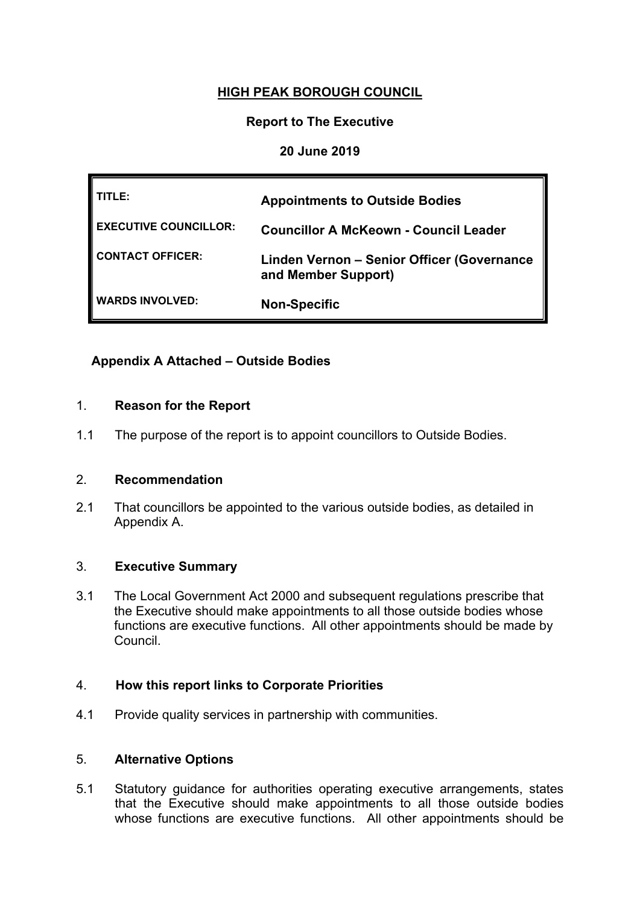# HIGH PEAK BOROUGH COUNCIL

**Report to The Executive**

**20 June 2019**

| | |
|---|---|
| **TITLE:** | **Appointments to Outside Bodies** |
| **EXECUTIVE COUNCILLOR:** | **Councillor A McKeown - Council Leader** |
| **CONTACT OFFICER:** | **Linden Vernon – Senior Officer (Governance and Member Support)** |
| **WARDS INVOLVED:** | **Non-Specific** |

**Appendix A Attached – Outside Bodies**

## 1. Reason for the Report

1.1 The purpose of the report is to appoint councillors to Outside Bodies.

## 2. Recommendation

2.1 That councillors be appointed to the various outside bodies, as detailed in Appendix A.

## 3. Executive Summary

3.1 The Local Government Act 2000 and subsequent regulations prescribe that the Executive should make appointments to all those outside bodies whose functions are executive functions. All other appointments should be made by Council.

## 4. How this report links to Corporate Priorities

4.1 Provide quality services in partnership with communities.

## 5. Alternative Options

5.1 Statutory guidance for authorities operating executive arrangements, states that the Executive should make appointments to all those outside bodies whose functions are executive functions. All other appointments should be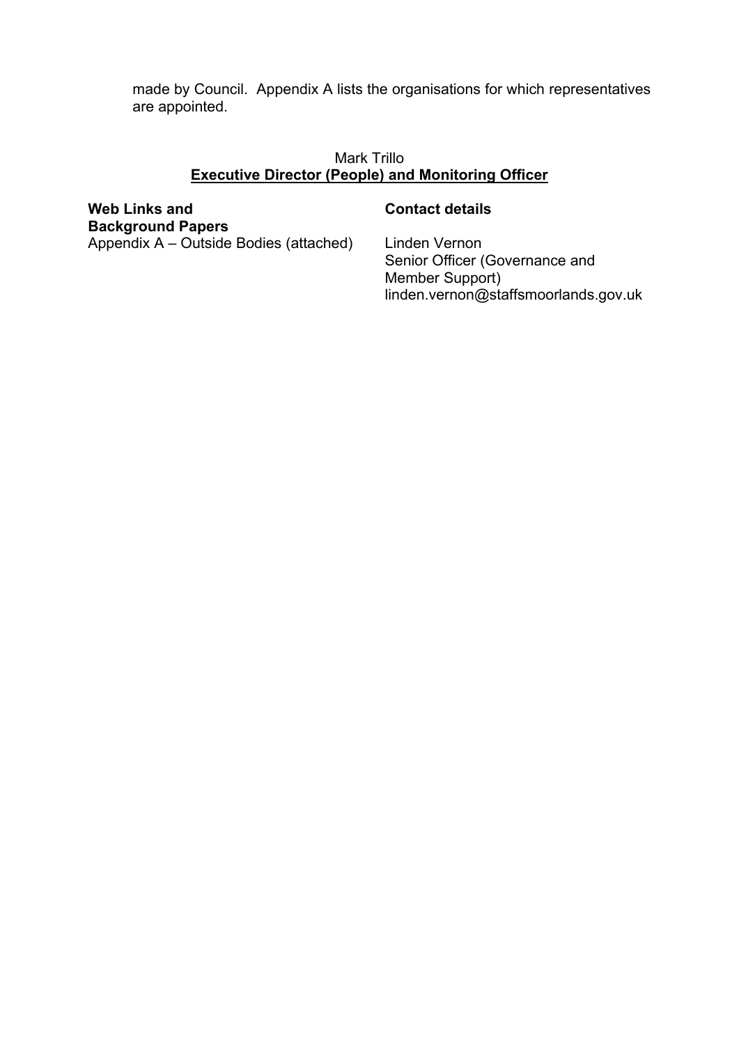made by Council. Appendix A lists the organisations for which representatives are appointed.

Mark Trillo
**Executive Director (People) and Monitoring Officer**

**Web Links and Background Papers**
Appendix A – Outside Bodies (attached)

**Contact details**
Linden Vernon
Senior Officer (Governance and Member Support)
linden.vernon@staffsmoorlands.gov.uk